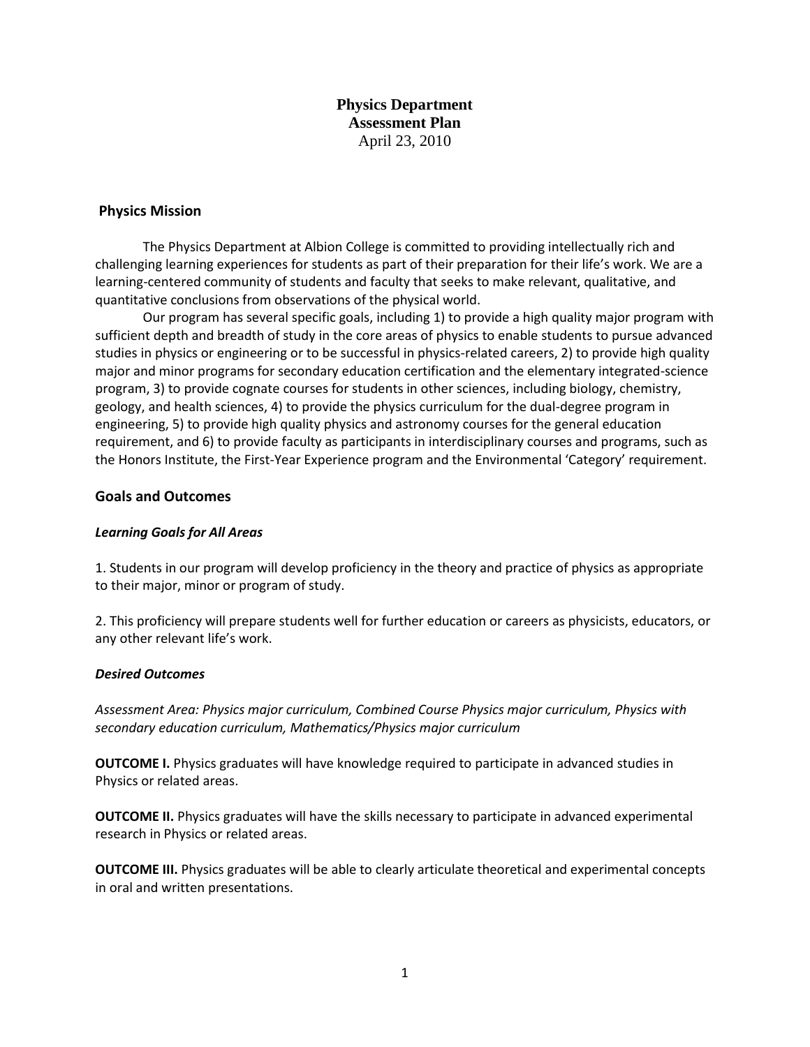# Physics Department
# Assessment Plan
April 23, 2010

## Physics Mission

The Physics Department at Albion College is committed to providing intellectually rich and challenging learning experiences for students as part of their preparation for their life's work. We are a learning-centered community of students and faculty that seeks to make relevant, qualitative, and quantitative conclusions from observations of the physical world.

Our program has several specific goals, including 1) to provide a high quality major program with sufficient depth and breadth of study in the core areas of physics to enable students to pursue advanced studies in physics or engineering or to be successful in physics-related careers, 2) to provide high quality major and minor programs for secondary education certification and the elementary integrated-science program, 3) to provide cognate courses for students in other sciences, including biology, chemistry, geology, and health sciences, 4) to provide the physics curriculum for the dual-degree program in engineering, 5) to provide high quality physics and astronomy courses for the general education requirement, and 6) to provide faculty as participants in interdisciplinary courses and programs, such as the Honors Institute, the First-Year Experience program and the Environmental 'Category' requirement.

## Goals and Outcomes

### *Learning Goals for All Areas*

1. Students in our program will develop proficiency in the theory and practice of physics as appropriate to their major, minor or program of study.

2. This proficiency will prepare students well for further education or careers as physicists, educators, or any other relevant life's work.

### *Desired Outcomes*

*Assessment Area: Physics major curriculum, Combined Course Physics major curriculum, Physics with secondary education curriculum, Mathematics/Physics major curriculum*

**OUTCOME I.** Physics graduates will have knowledge required to participate in advanced studies in Physics or related areas.

**OUTCOME II.** Physics graduates will have the skills necessary to participate in advanced experimental research in Physics or related areas.

**OUTCOME III.** Physics graduates will be able to clearly articulate theoretical and experimental concepts in oral and written presentations.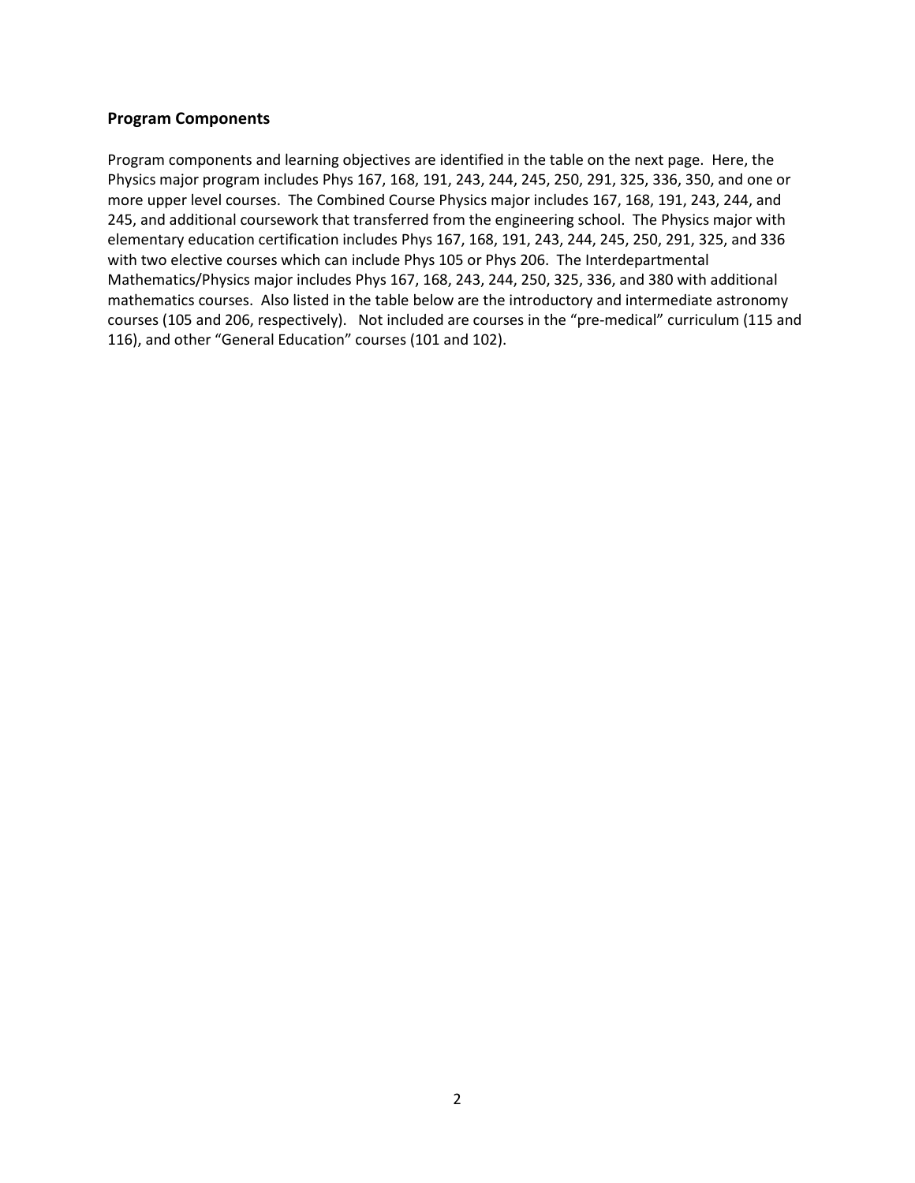## Program Components

Program components and learning objectives are identified in the table on the next page. Here, the Physics major program includes Phys 167, 168, 191, 243, 244, 245, 250, 291, 325, 336, 350, and one or more upper level courses. The Combined Course Physics major includes 167, 168, 191, 243, 244, and 245, and additional coursework that transferred from the engineering school. The Physics major with elementary education certification includes Phys 167, 168, 191, 243, 244, 245, 250, 291, 325, and 336 with two elective courses which can include Phys 105 or Phys 206. The Interdepartmental Mathematics/Physics major includes Phys 167, 168, 243, 244, 250, 325, 336, and 380 with additional mathematics courses. Also listed in the table below are the introductory and intermediate astronomy courses (105 and 206, respectively). Not included are courses in the "pre-medical" curriculum (115 and 116), and other "General Education" courses (101 and 102).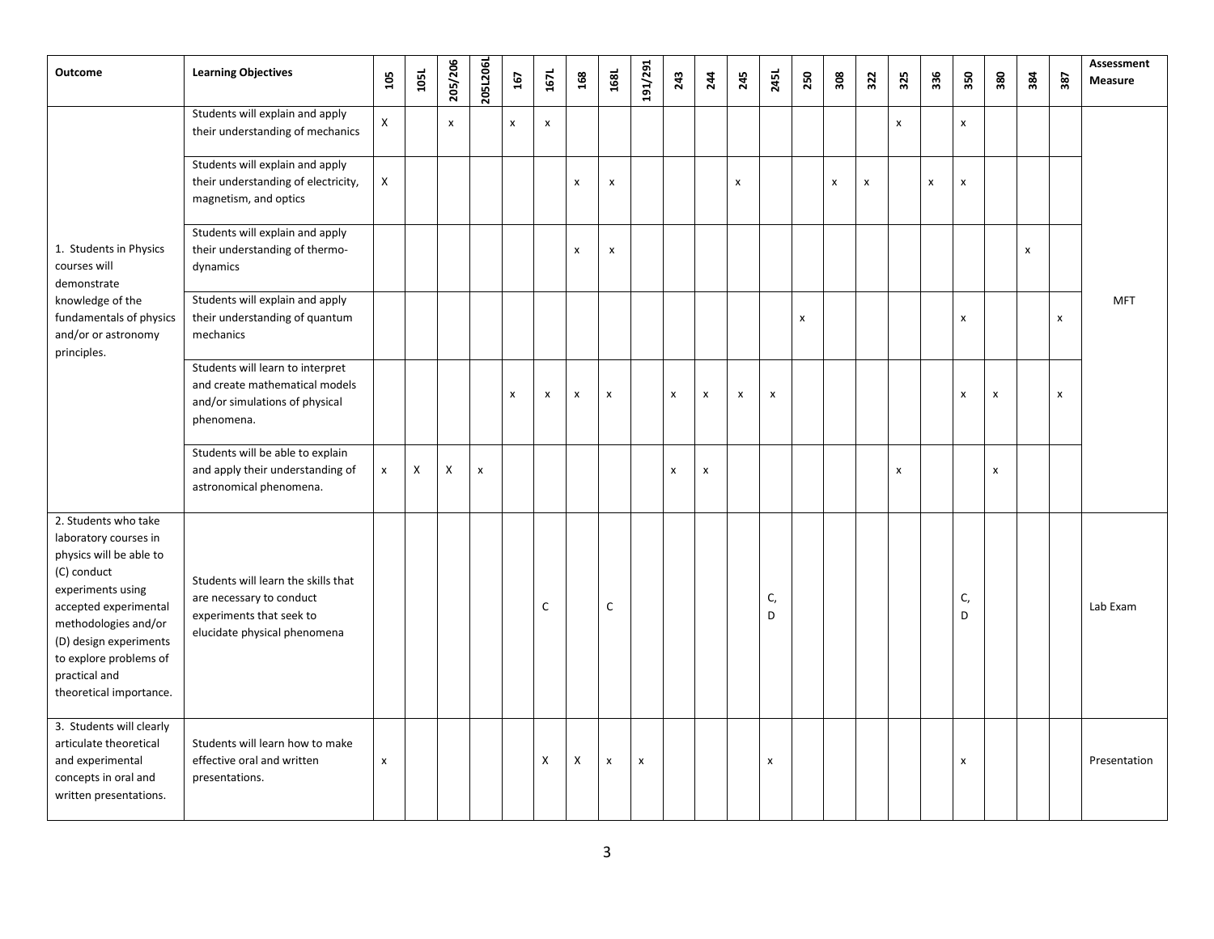| Outcome | Learning Objectives | 105 | 105L | 205/206 | 205L206L | 167 | 167L | 168 | 168L | 191/291 | 243 | 244 | 245 | 245L | 250 | 308 | 322 | 325 | 336 | 350 | 380 | 384 | 387 | Assessment Measure |
|---|---|---|---|---|---|---|---|---|---|---|---|---|---|---|---|---|---|---|---|---|---|---|---|---|
| 1. Students in Physics courses will demonstrate knowledge of the fundamentals of physics and/or or astronomy principles. | Students will explain and apply their understanding of mechanics | X | | x | | x | x | | | | | | | | | | | x | | x | | | | MFT |
| | Students will explain and apply their understanding of electricity, magnetism, and optics | X | | | | | | x | x | | | | x | | | x | x | | x | x | | | | |
| | Students will explain and apply their understanding of thermo-dynamics | | | | | | | x | x | | | | | | | | | | | | | x | | |
| | Students will explain and apply their understanding of quantum mechanics | | | | | | | | | | | | | | x | | | | | x | | | x | |
| | Students will learn to interpret and create mathematical models and/or simulations of physical phenomena. | | | | | x | x | x | x | | x | x | x | x | | | | | | x | x | | x | |
| | Students will be able to explain and apply their understanding of astronomical phenomena. | x | X | X | x | | | | | | x | x | | | | | | x | | | x | | | |
| 2. Students who take laboratory courses in physics will be able to (C) conduct experiments using accepted experimental methodologies and/or (D) design experiments to explore problems of practical and theoretical importance. | Students will learn the skills that are necessary to conduct experiments that seek to elucidate physical phenomena | | | | | | C | | C | | | | | C, D | | | | | | C, D | | | | Lab Exam |
| 3. Students will clearly articulate theoretical and experimental concepts in oral and written presentations. | Students will learn how to make effective oral and written presentations. | x | | | | | X | X | x | x | | | | x | | | | | | x | | | | Presentation |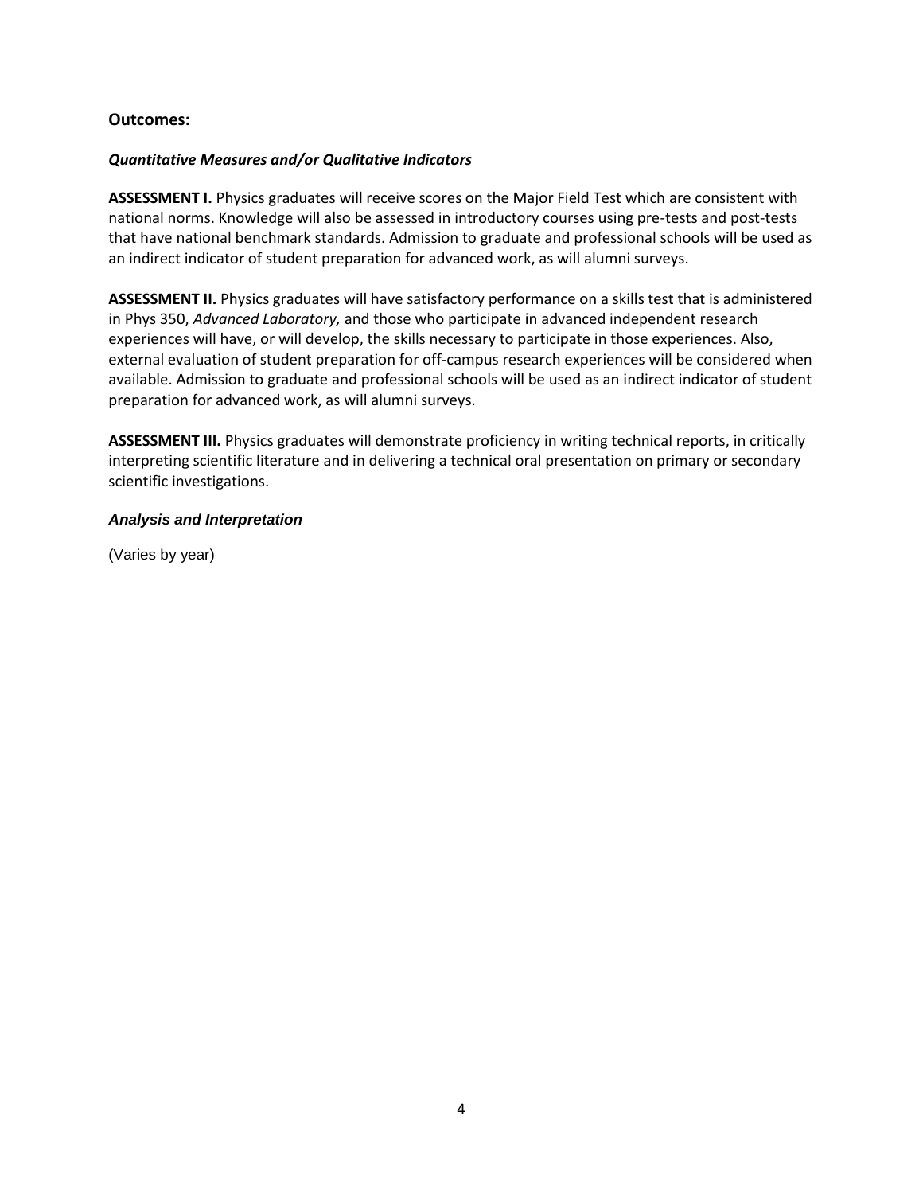## Outcomes:

### *Quantitative Measures and/or Qualitative Indicators*

**ASSESSMENT I.** Physics graduates will receive scores on the Major Field Test which are consistent with national norms. Knowledge will also be assessed in introductory courses using pre-tests and post-tests that have national benchmark standards. Admission to graduate and professional schools will be used as an indirect indicator of student preparation for advanced work, as will alumni surveys.

**ASSESSMENT II.** Physics graduates will have satisfactory performance on a skills test that is administered in Phys 350, *Advanced Laboratory,* and those who participate in advanced independent research experiences will have, or will develop, the skills necessary to participate in those experiences. Also, external evaluation of student preparation for off-campus research experiences will be considered when available. Admission to graduate and professional schools will be used as an indirect indicator of student preparation for advanced work, as will alumni surveys.

**ASSESSMENT III.** Physics graduates will demonstrate proficiency in writing technical reports, in critically interpreting scientific literature and in delivering a technical oral presentation on primary or secondary scientific investigations.

### *Analysis and Interpretation*

(Varies by year)